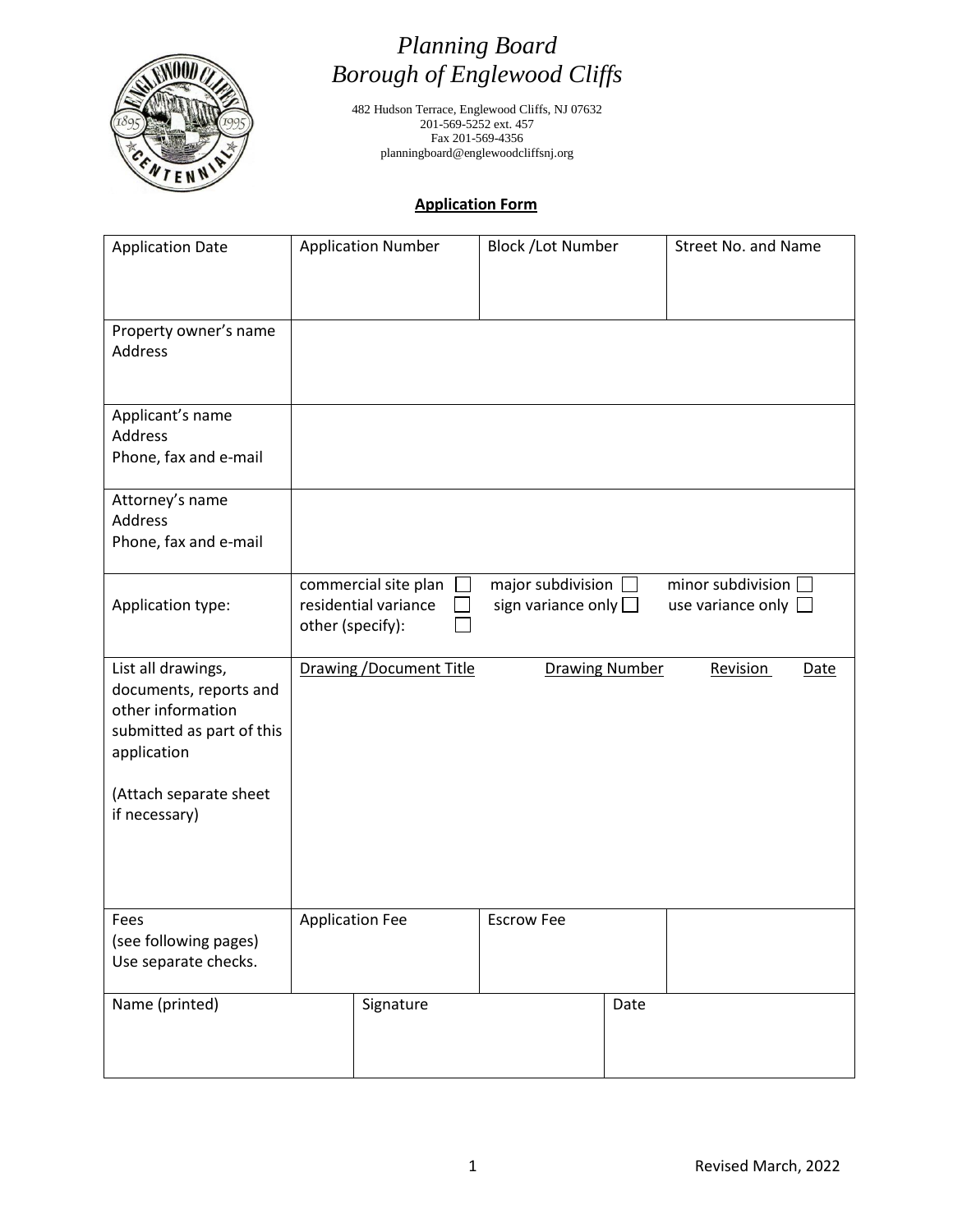# *Planning Board*
# *Borough of Englewood Cliffs*

482 Hudson Terrace, Englewood Cliffs, NJ 07632
201-569-5252 ext. 457
Fax 201-569-4356
planningboard@englewoodcliffsnj.org

## Application Form

| Application Date | Application Number | Block /Lot Number | Street No. and Name |
|---|---|---|---|
| | | | |

| | |
|---|---|
| Property owner's name<br>Address | |
| Applicant's name<br>Address<br>Phone, fax and e-mail | |
| Attorney's name<br>Address<br>Phone, fax and e-mail | |
| Application type: | commercial site plan ☐ major subdivision ☐ minor subdivision ☐<br>residential variance ☐ sign variance only ☐ use variance only ☐<br>other (specify): ☐ |
| List all drawings, documents, reports and other information submitted as part of this application<br><br>(Attach separate sheet if necessary) | Drawing /Document Title &nbsp; Drawing Number &nbsp; Revision &nbsp; Date |

| Fees<br>(see following pages)<br>Use separate checks. | Application Fee | Escrow Fee | |
|---|---|---|---|

| Name (printed) | Signature | Date |
|---|---|---|
| | | |

Revised March, 2022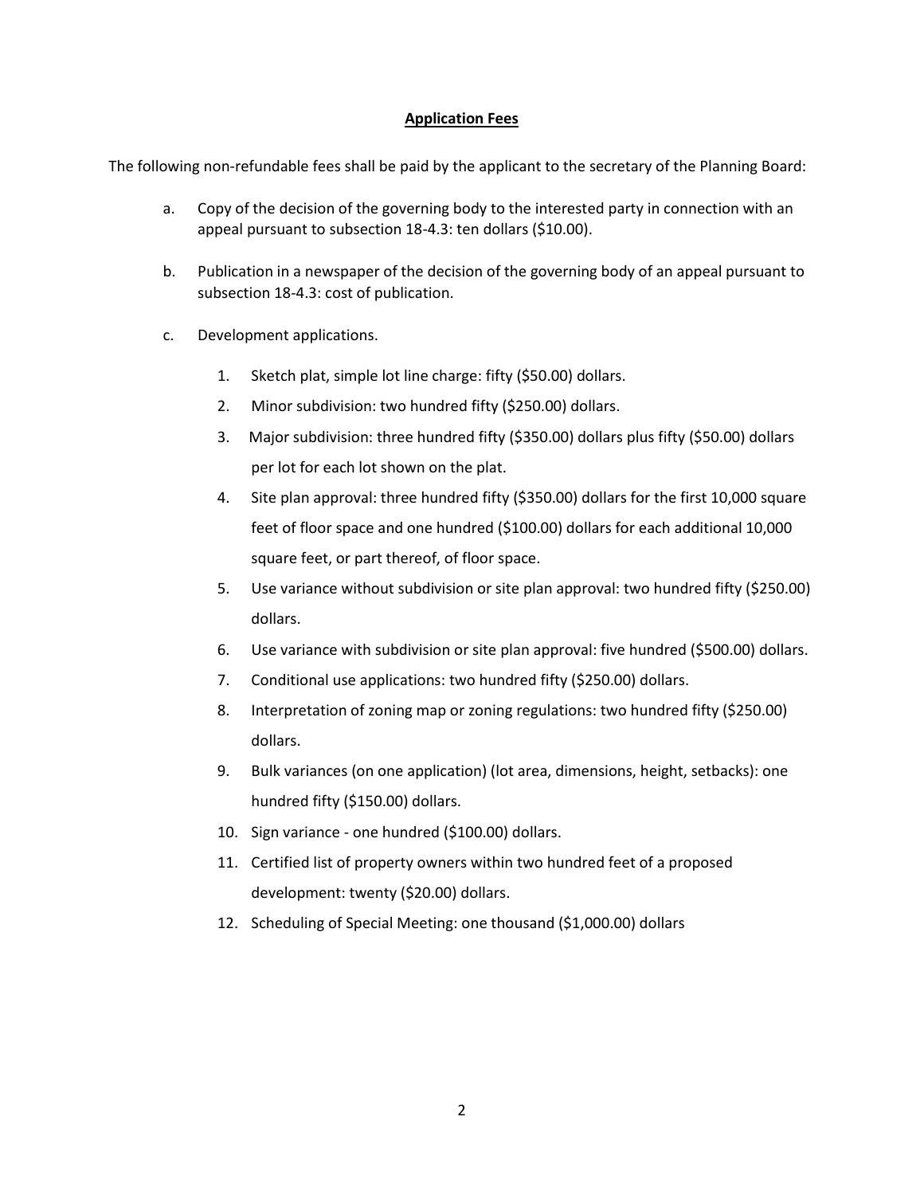**Application Fees**

The following non-refundable fees shall be paid by the applicant to the secretary of the Planning Board:

a. Copy of the decision of the governing body to the interested party in connection with an appeal pursuant to subsection 18-4.3: ten dollars ($10.00).

b. Publication in a newspaper of the decision of the governing body of an appeal pursuant to subsection 18-4.3: cost of publication.

c. Development applications.

    1. Sketch plat, simple lot line charge: fifty ($50.00) dollars.
    2. Minor subdivision: two hundred fifty ($250.00) dollars.
    3. Major subdivision: three hundred fifty ($350.00) dollars plus fifty ($50.00) dollars per lot for each lot shown on the plat.
    4. Site plan approval: three hundred fifty ($350.00) dollars for the first 10,000 square feet of floor space and one hundred ($100.00) dollars for each additional 10,000 square feet, or part thereof, of floor space.
    5. Use variance without subdivision or site plan approval: two hundred fifty ($250.00) dollars.
    6. Use variance with subdivision or site plan approval: five hundred ($500.00) dollars.
    7. Conditional use applications: two hundred fifty ($250.00) dollars.
    8. Interpretation of zoning map or zoning regulations: two hundred fifty ($250.00) dollars.
    9. Bulk variances (on one application) (lot area, dimensions, height, setbacks): one hundred fifty ($150.00) dollars.
    10. Sign variance - one hundred ($100.00) dollars.
    11. Certified list of property owners within two hundred feet of a proposed development: twenty ($20.00) dollars.
    12. Scheduling of Special Meeting: one thousand ($1,000.00) dollars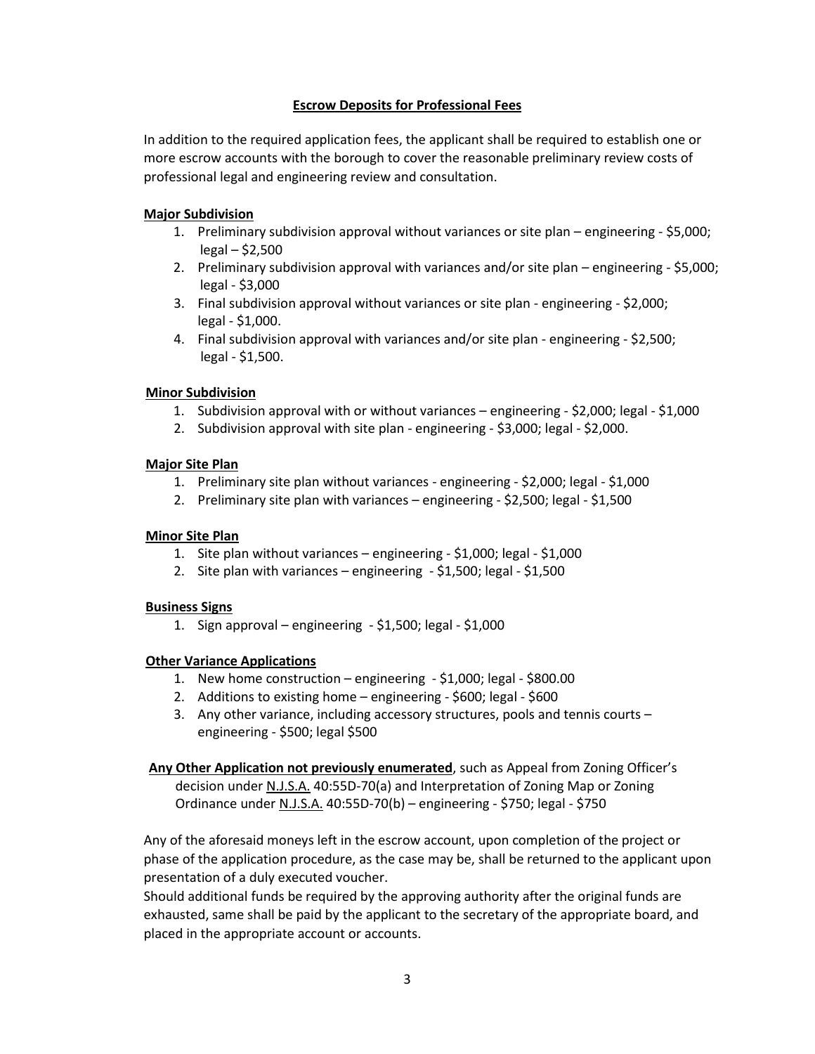## Escrow Deposits for Professional Fees

In addition to the required application fees, the applicant shall be required to establish one or more escrow accounts with the borough to cover the reasonable preliminary review costs of professional legal and engineering review and consultation.

### Major Subdivision

1. Preliminary subdivision approval without variances or site plan – engineering - $5,000; legal – $2,500
2. Preliminary subdivision approval with variances and/or site plan – engineering - $5,000; legal - $3,000
3. Final subdivision approval without variances or site plan - engineering - $2,000; legal - $1,000.
4. Final subdivision approval with variances and/or site plan - engineering - $2,500; legal - $1,500.

### Minor Subdivision

1. Subdivision approval with or without variances – engineering - $2,000; legal - $1,000
2. Subdivision approval with site plan - engineering - $3,000; legal - $2,000.

### Major Site Plan

1. Preliminary site plan without variances - engineering - $2,000; legal - $1,000
2. Preliminary site plan with variances – engineering - $2,500; legal - $1,500

### Minor Site Plan

1. Site plan without variances – engineering - $1,000; legal - $1,000
2. Site plan with variances – engineering - $1,500; legal - $1,500

### Business Signs

1. Sign approval – engineering - $1,500; legal - $1,000

### Other Variance Applications

1. New home construction – engineering - $1,000; legal - $800.00
2. Additions to existing home – engineering - $600; legal - $600
3. Any other variance, including accessory structures, pools and tennis courts – engineering - $500; legal $500

**Any Other Application not previously enumerated**, such as Appeal from Zoning Officer's decision under N.J.S.A. 40:55D-70(a) and Interpretation of Zoning Map or Zoning Ordinance under N.J.S.A. 40:55D-70(b) – engineering - $750; legal - $750

Any of the aforesaid moneys left in the escrow account, upon completion of the project or phase of the application procedure, as the case may be, shall be returned to the applicant upon presentation of a duly executed voucher.

Should additional funds be required by the approving authority after the original funds are exhausted, same shall be paid by the applicant to the secretary of the appropriate board, and placed in the appropriate account or accounts.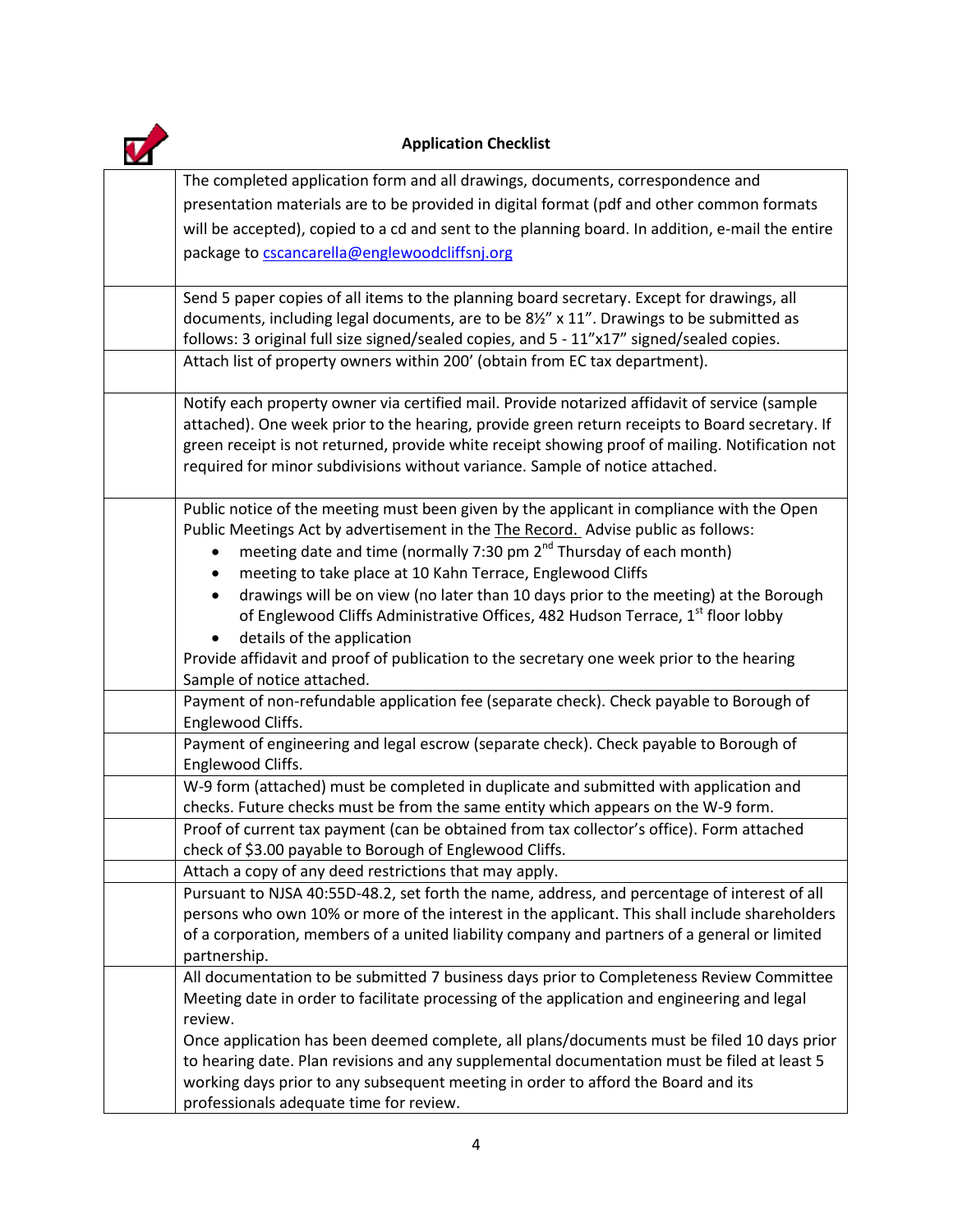## Application Checklist

| | |
|---|---|
| | The completed application form and all drawings, documents, correspondence and presentation materials are to be provided in digital format (pdf and other common formats will be accepted), copied to a cd and sent to the planning board. In addition, e-mail the entire package to cscancarella@englewoodcliffsnj.org |
| | Send 5 paper copies of all items to the planning board secretary. Except for drawings, all documents, including legal documents, are to be 8½" x 11". Drawings to be submitted as follows: 3 original full size signed/sealed copies, and 5 - 11"x17" signed/sealed copies. |
| | Attach list of property owners within 200' (obtain from EC tax department). |
| | Notify each property owner via certified mail. Provide notarized affidavit of service (sample attached). One week prior to the hearing, provide green return receipts to Board secretary. If green receipt is not returned, provide white receipt showing proof of mailing. Notification not required for minor subdivisions without variance. Sample of notice attached. |
| | Public notice of the meeting must been given by the applicant in compliance with the Open Public Meetings Act by advertisement in the The Record. Advise public as follows:<br>• meeting date and time (normally 7:30 pm 2nd Thursday of each month)<br>• meeting to take place at 10 Kahn Terrace, Englewood Cliffs<br>• drawings will be on view (no later than 10 days prior to the meeting) at the Borough of Englewood Cliffs Administrative Offices, 482 Hudson Terrace, 1st floor lobby<br>• details of the application<br>Provide affidavit and proof of publication to the secretary one week prior to the hearing Sample of notice attached. |
| | Payment of non-refundable application fee (separate check). Check payable to Borough of Englewood Cliffs. |
| | Payment of engineering and legal escrow (separate check). Check payable to Borough of Englewood Cliffs. |
| | W-9 form (attached) must be completed in duplicate and submitted with application and checks. Future checks must be from the same entity which appears on the W-9 form. |
| | Proof of current tax payment (can be obtained from tax collector's office). Form attached check of $3.00 payable to Borough of Englewood Cliffs. |
| | Attach a copy of any deed restrictions that may apply. |
| | Pursuant to NJSA 40:55D-48.2, set forth the name, address, and percentage of interest of all persons who own 10% or more of the interest in the applicant. This shall include shareholders of a corporation, members of a united liability company and partners of a general or limited partnership. |
| | All documentation to be submitted 7 business days prior to Completeness Review Committee Meeting date in order to facilitate processing of the application and engineering and legal review.<br>Once application has been deemed complete, all plans/documents must be filed 10 days prior to hearing date. Plan revisions and any supplemental documentation must be filed at least 5 working days prior to any subsequent meeting in order to afford the Board and its professionals adequate time for review. |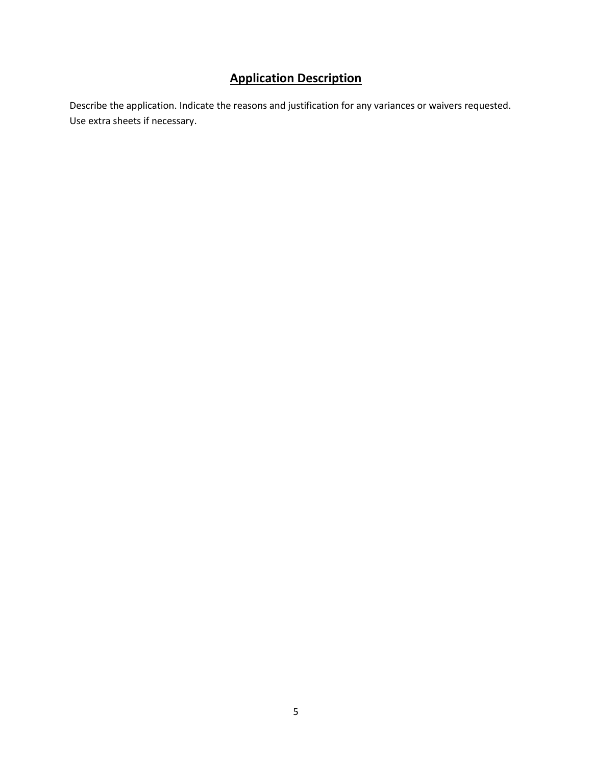## Application Description

Describe the application. Indicate the reasons and justification for any variances or waivers requested. Use extra sheets if necessary.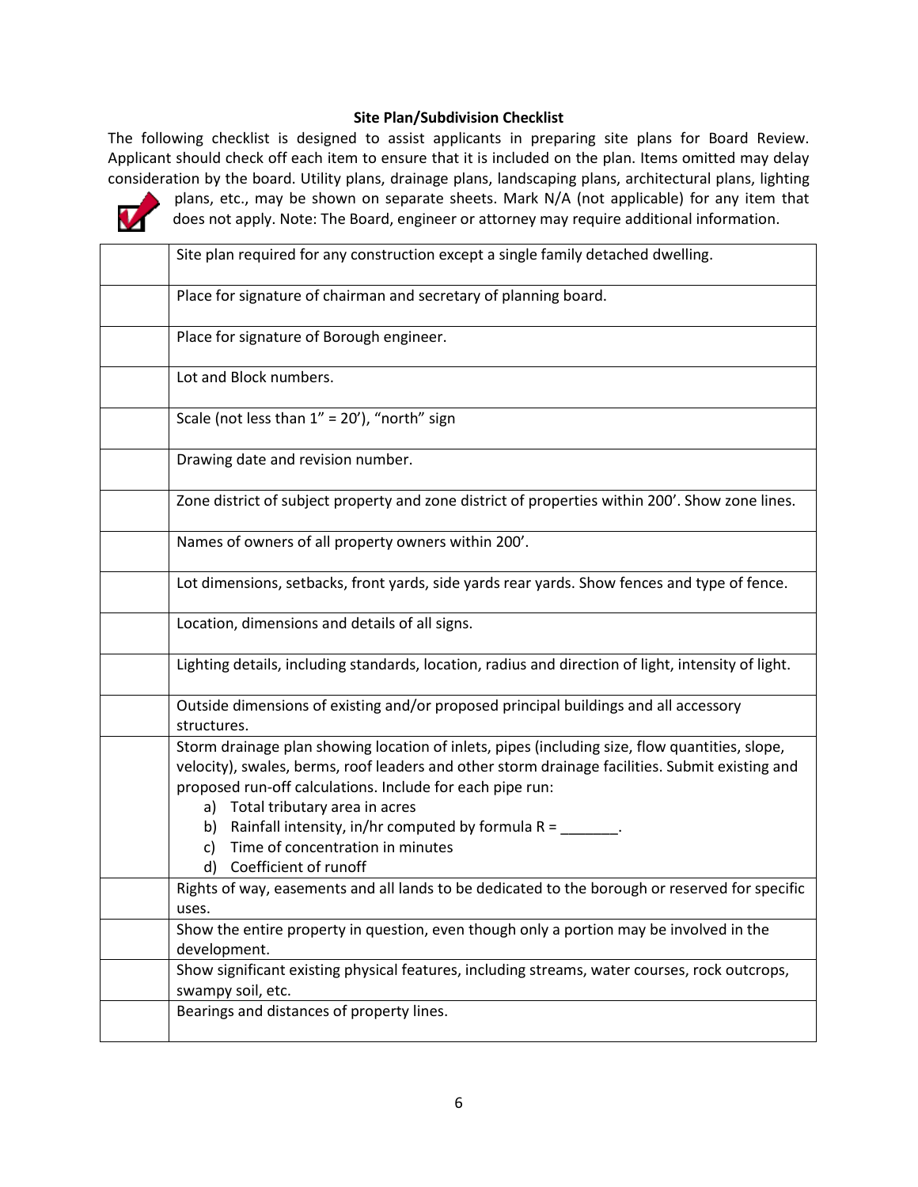**Site Plan/Subdivision Checklist**

The following checklist is designed to assist applicants in preparing site plans for Board Review. Applicant should check off each item to ensure that it is included on the plan. Items omitted may delay consideration by the board. Utility plans, drainage plans, landscaping plans, architectural plans, lighting plans, etc., may be shown on separate sheets. Mark N/A (not applicable) for any item that does not apply. Note: The Board, engineer or attorney may require additional information.

| | |
|---|---|
| | Site plan required for any construction except a single family detached dwelling. |
| | Place for signature of chairman and secretary of planning board. |
| | Place for signature of Borough engineer. |
| | Lot and Block numbers. |
| | Scale (not less than 1" = 20'), "north" sign |
| | Drawing date and revision number. |
| | Zone district of subject property and zone district of properties within 200'. Show zone lines. |
| | Names of owners of all property owners within 200'. |
| | Lot dimensions, setbacks, front yards, side yards rear yards. Show fences and type of fence. |
| | Location, dimensions and details of all signs. |
| | Lighting details, including standards, location, radius and direction of light, intensity of light. |
| | Outside dimensions of existing and/or proposed principal buildings and all accessory structures. |
| | Storm drainage plan showing location of inlets, pipes (including size, flow quantities, slope, velocity), swales, berms, roof leaders and other storm drainage facilities. Submit existing and proposed run-off calculations. Include for each pipe run: a) Total tributary area in acres b) Rainfall intensity, in/hr computed by formula R = _______. c) Time of concentration in minutes d) Coefficient of runoff |
| | Rights of way, easements and all lands to be dedicated to the borough or reserved for specific uses. |
| | Show the entire property in question, even though only a portion may be involved in the development. |
| | Show significant existing physical features, including streams, water courses, rock outcrops, swampy soil, etc. |
| | Bearings and distances of property lines. |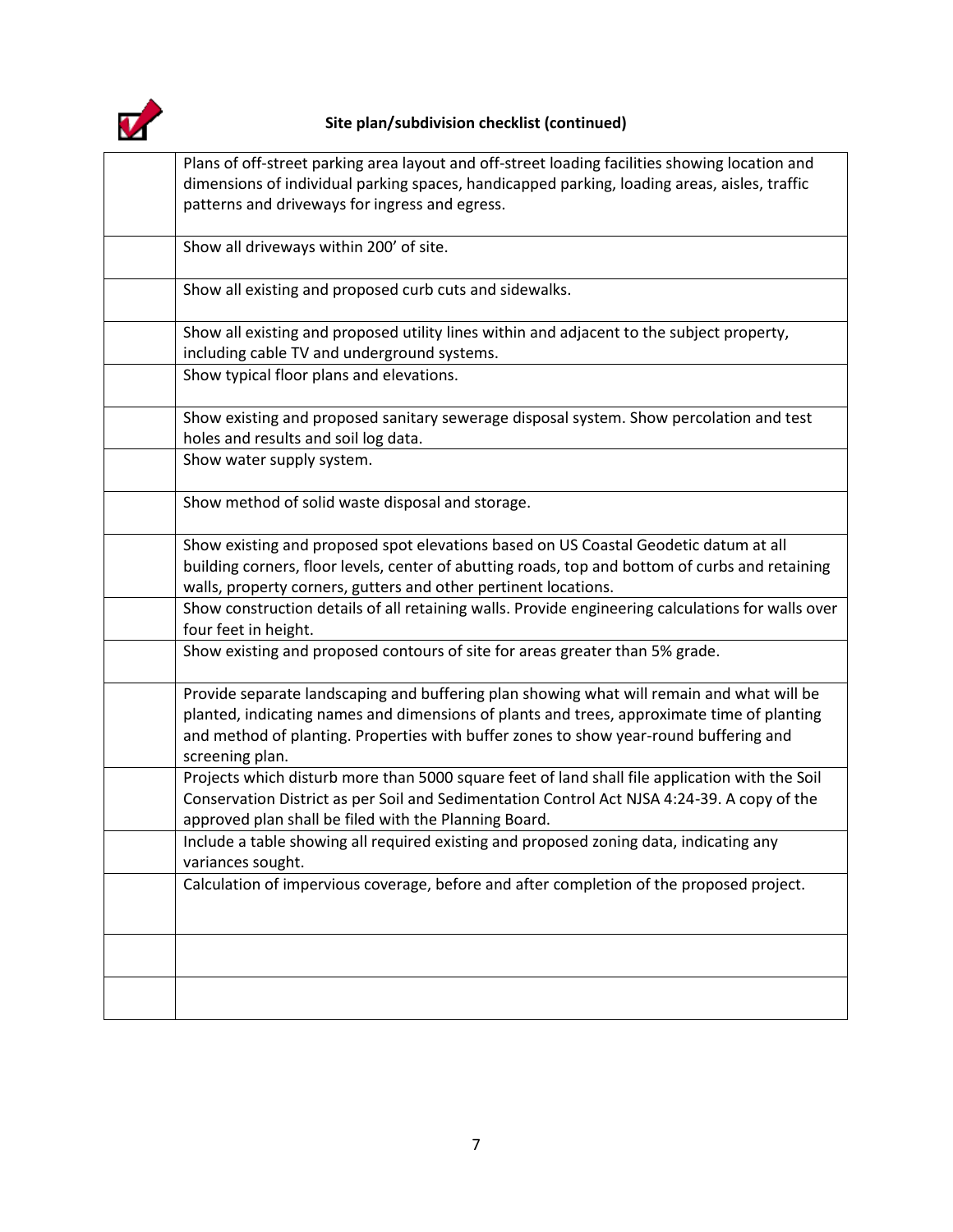## Site plan/subdivision checklist (continued)

| | |
|---|---|
| | Plans of off-street parking area layout and off-street loading facilities showing location and dimensions of individual parking spaces, handicapped parking, loading areas, aisles, traffic patterns and driveways for ingress and egress. |
| | Show all driveways within 200' of site. |
| | Show all existing and proposed curb cuts and sidewalks. |
| | Show all existing and proposed utility lines within and adjacent to the subject property, including cable TV and underground systems. |
| | Show typical floor plans and elevations. |
| | Show existing and proposed sanitary sewerage disposal system. Show percolation and test holes and results and soil log data. |
| | Show water supply system. |
| | Show method of solid waste disposal and storage. |
| | Show existing and proposed spot elevations based on US Coastal Geodetic datum at all building corners, floor levels, center of abutting roads, top and bottom of curbs and retaining walls, property corners, gutters and other pertinent locations. |
| | Show construction details of all retaining walls. Provide engineering calculations for walls over four feet in height. |
| | Show existing and proposed contours of site for areas greater than 5% grade. |
| | Provide separate landscaping and buffering plan showing what will remain and what will be planted, indicating names and dimensions of plants and trees, approximate time of planting and method of planting. Properties with buffer zones to show year-round buffering and screening plan. |
| | Projects which disturb more than 5000 square feet of land shall file application with the Soil Conservation District as per Soil and Sedimentation Control Act NJSA 4:24-39. A copy of the approved plan shall be filed with the Planning Board. |
| | Include a table showing all required existing and proposed zoning data, indicating any variances sought. |
| | Calculation of impervious coverage, before and after completion of the proposed project. |
| | |
| | |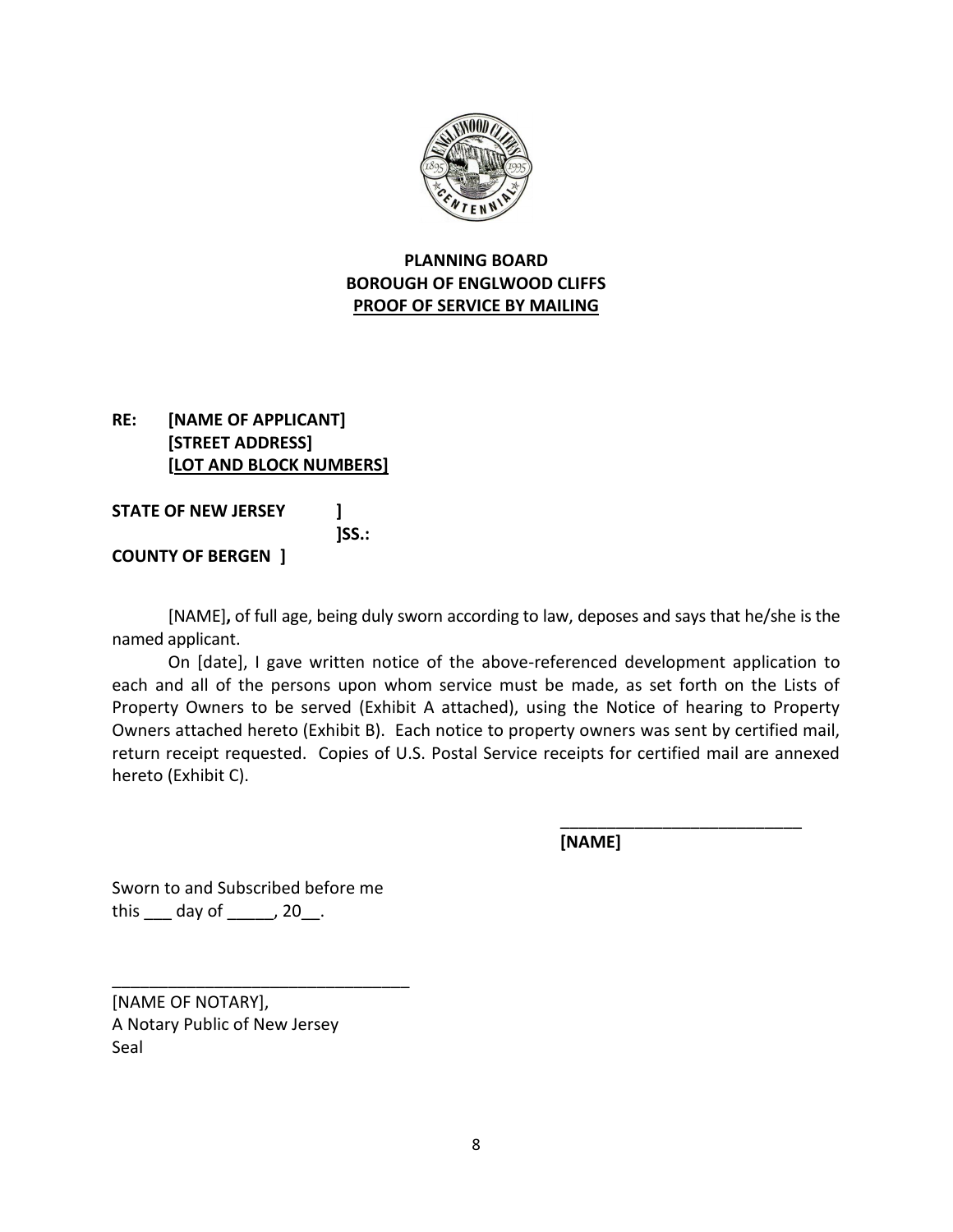**PLANNING BOARD**
**BOROUGH OF ENGLWOOD CLIFFS**
**PROOF OF SERVICE BY MAILING**

**RE: [NAME OF APPLICANT]**
**[STREET ADDRESS]**
**[LOT AND BLOCK NUMBERS]**

**STATE OF NEW JERSEY ]**
**]SS.:**
**COUNTY OF BERGEN ]**

[NAME]**,** of full age, being duly sworn according to law, deposes and says that he/she is the named applicant.

On [date], I gave written notice of the above-referenced development application to each and all of the persons upon whom service must be made, as set forth on the Lists of Property Owners to be served (Exhibit A attached), using the Notice of hearing to Property Owners attached hereto (Exhibit B). Each notice to property owners was sent by certified mail, return receipt requested. Copies of U.S. Postal Service receipts for certified mail are annexed hereto (Exhibit C).

___________________________
**[NAME]**

Sworn to and Subscribed before me
this ___ day of _____, 20__.

_________________________________
[NAME OF NOTARY],
A Notary Public of New Jersey
Seal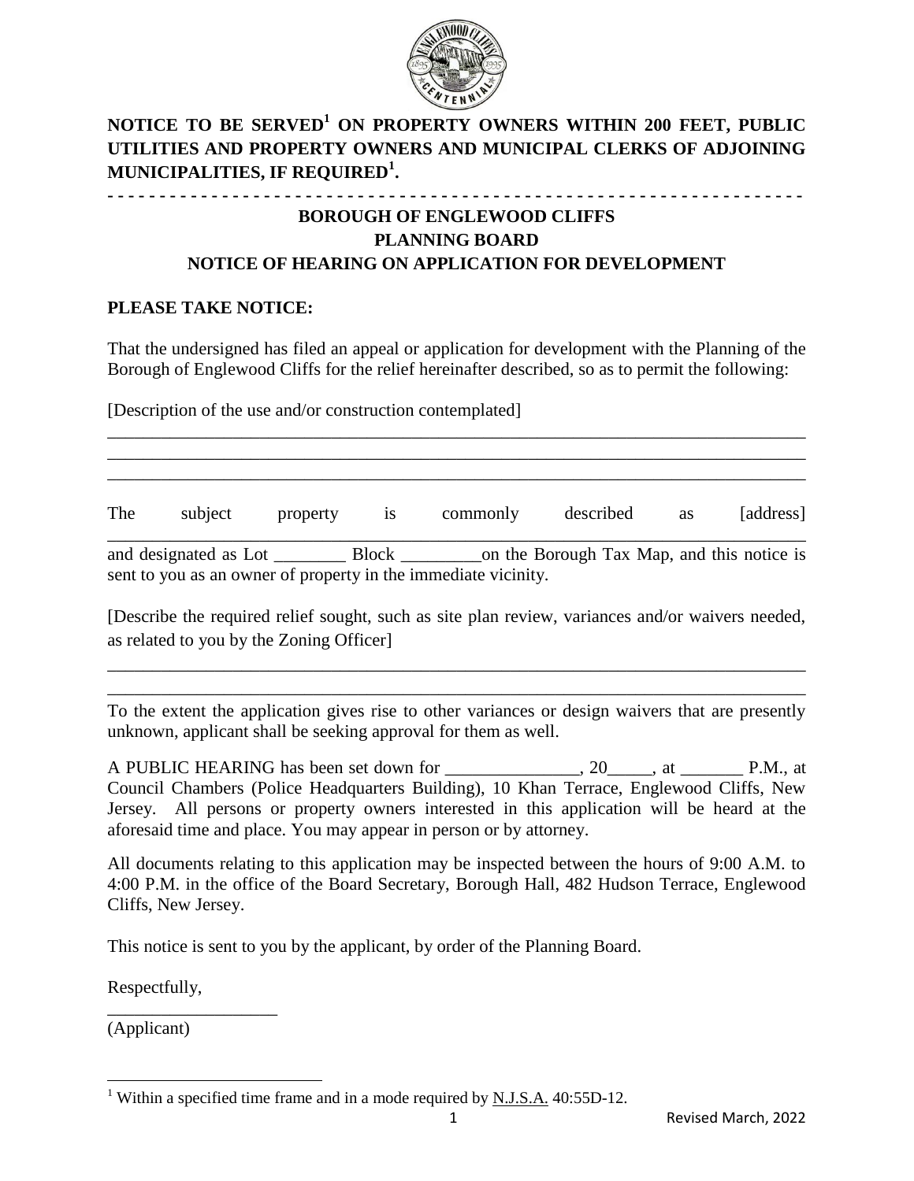**NOTICE TO BE SERVED[1] ON PROPERTY OWNERS WITHIN 200 FEET, PUBLIC UTILITIES AND PROPERTY OWNERS AND MUNICIPAL CLERKS OF ADJOINING MUNICIPALITIES, IF REQUIRED[1].**

- - - - - - - - - - - - - - - - - - - - - - - - - - - - - - - - - - - - - - - - - - - - - - - - - - - - - - - - - - - - - - - - - -

**BOROUGH OF ENGLEWOOD CLIFFS**
**PLANNING BOARD**
**NOTICE OF HEARING ON APPLICATION FOR DEVELOPMENT**

**PLEASE TAKE NOTICE:**

That the undersigned has filed an appeal or application for development with the Planning of the Borough of Englewood Cliffs for the relief hereinafter described, so as to permit the following:

[Description of the use and/or construction contemplated]

________________________________________________________________________________
________________________________________________________________________________
________________________________________________________________________________

The subject property is commonly described as [address] ________________________________________________________________________________ and designated as Lot ________ Block _________on the Borough Tax Map, and this notice is sent to you as an owner of property in the immediate vicinity.

[Describe the required relief sought, such as site plan review, variances and/or waivers needed, as related to you by the Zoning Officer]

________________________________________________________________________________
________________________________________________________________________________

To the extent the application gives rise to other variances or design waivers that are presently unknown, applicant shall be seeking approval for them as well.

A PUBLIC HEARING has been set down for _______________, 20_____, at _______ P.M., at Council Chambers (Police Headquarters Building), 10 Khan Terrace, Englewood Cliffs, New Jersey. All persons or property owners interested in this application will be heard at the aforesaid time and place. You may appear in person or by attorney.

All documents relating to this application may be inspected between the hours of 9:00 A.M. to 4:00 P.M. in the office of the Board Secretary, Borough Hall, 482 Hudson Terrace, Englewood Cliffs, New Jersey.

This notice is sent to you by the applicant, by order of the Planning Board.

Respectfully,

___________________
(Applicant)

[1] Within a specified time frame and in a mode required by N.J.S.A. 40:55D-12.

Revised March, 2022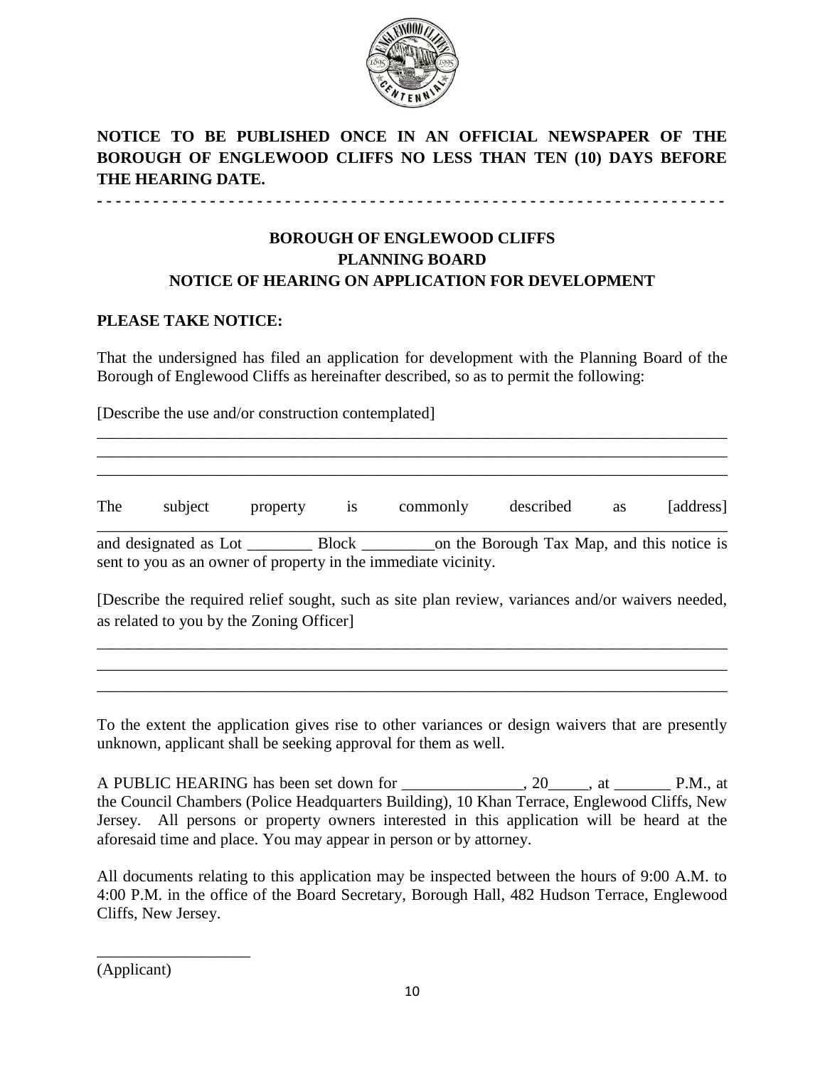**NOTICE TO BE PUBLISHED ONCE IN AN OFFICIAL NEWSPAPER OF THE BOROUGH OF ENGLEWOOD CLIFFS NO LESS THAN TEN (10) DAYS BEFORE THE HEARING DATE.**

- - - - - - - - - - - - - - - - - - - - - - - - - - - - - - - - - - - - - - - - - - - - - - - - - - - - - - - - - - - - - - - - - -

**BOROUGH OF ENGLEWOOD CLIFFS**
**PLANNING BOARD**
**NOTICE OF HEARING ON APPLICATION FOR DEVELOPMENT**

**PLEASE TAKE NOTICE:**

That the undersigned has filed an application for development with the Planning Board of the Borough of Englewood Cliffs as hereinafter described, so as to permit the following:

[Describe the use and/or construction contemplated]

________________________________________________________________________________
________________________________________________________________________________
________________________________________________________________________________

The subject property is commonly described as [address] ________________________________________________________________________________ and designated as Lot ________ Block _________on the Borough Tax Map, and this notice is sent to you as an owner of property in the immediate vicinity.

[Describe the required relief sought, such as site plan review, variances and/or waivers needed, as related to you by the Zoning Officer]

________________________________________________________________________________
________________________________________________________________________________
________________________________________________________________________________

To the extent the application gives rise to other variances or design waivers that are presently unknown, applicant shall be seeking approval for them as well.

A PUBLIC HEARING has been set down for _______________, 20_____, at _______ P.M., at the Council Chambers (Police Headquarters Building), 10 Khan Terrace, Englewood Cliffs, New Jersey. All persons or property owners interested in this application will be heard at the aforesaid time and place. You may appear in person or by attorney.

All documents relating to this application may be inspected between the hours of 9:00 A.M. to 4:00 P.M. in the office of the Board Secretary, Borough Hall, 482 Hudson Terrace, Englewood Cliffs, New Jersey.

___________________
(Applicant)